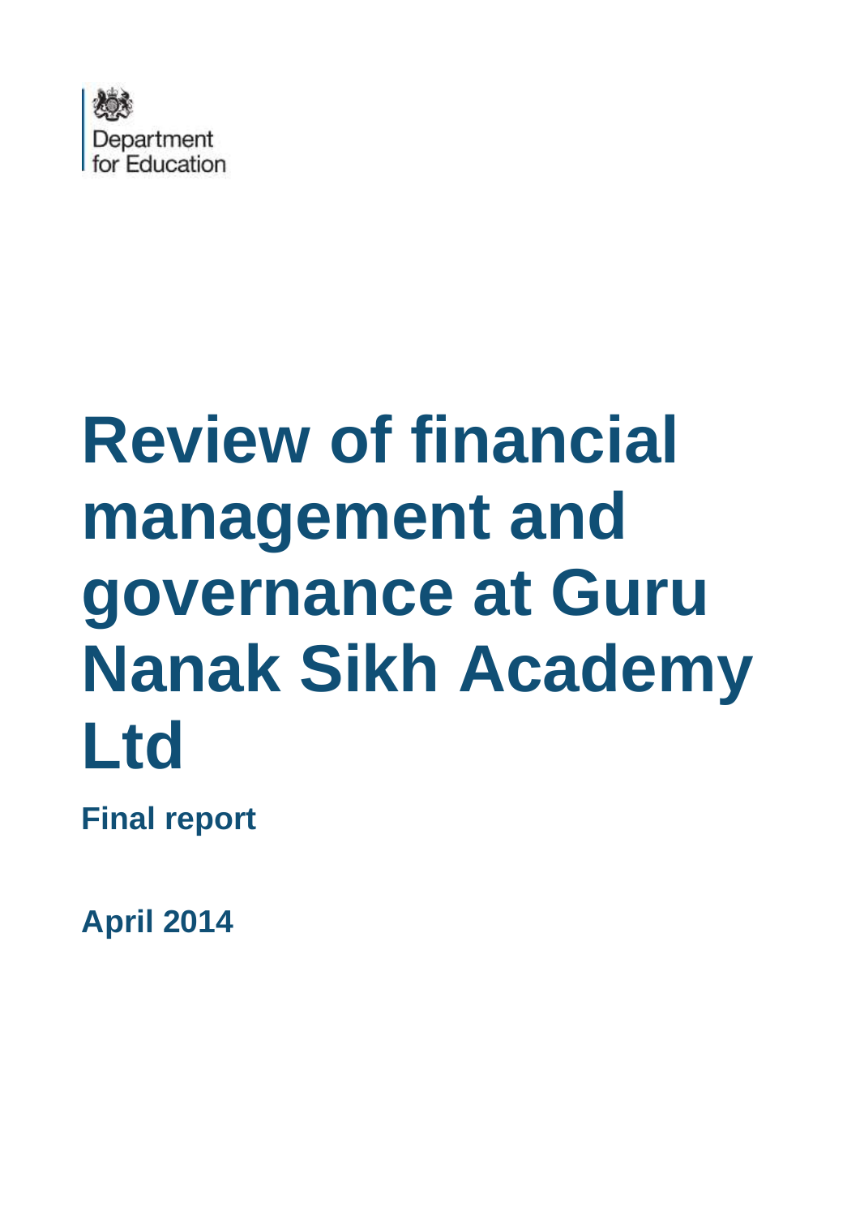Department for Education

# Review of financial management and governance at Guru Nanak Sikh Academy Ltd

**Final report**

**April 2014**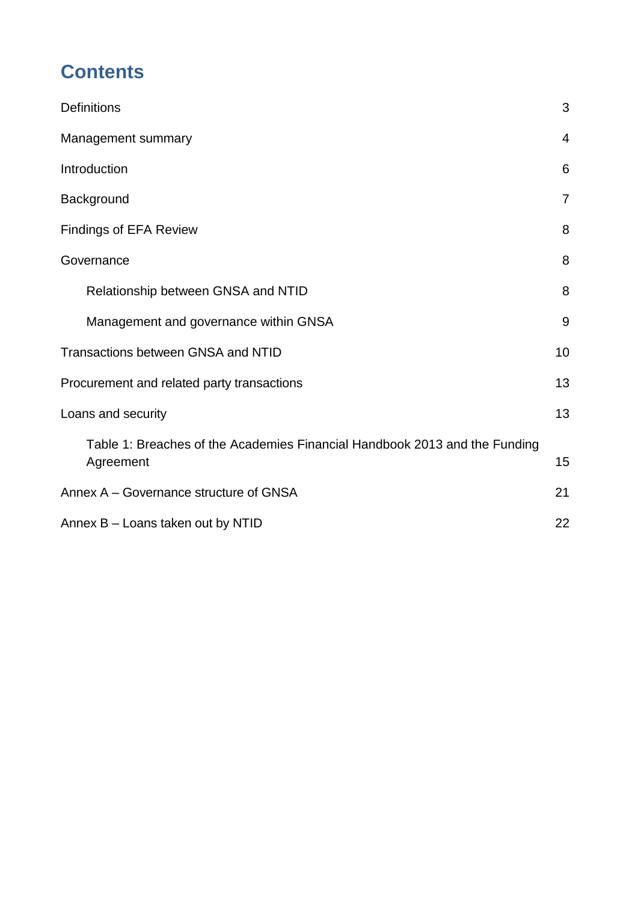# Contents

| | |
|---|---|
| Definitions | 3 |
| Management summary | 4 |
| Introduction | 6 |
| Background | 7 |
| Findings of EFA Review | 8 |
| Governance | 8 |
| &nbsp;&nbsp;&nbsp;&nbsp;Relationship between GNSA and NTID | 8 |
| &nbsp;&nbsp;&nbsp;&nbsp;Management and governance within GNSA | 9 |
| Transactions between GNSA and NTID | 10 |
| Procurement and related party transactions | 13 |
| Loans and security | 13 |
| &nbsp;&nbsp;&nbsp;&nbsp;Table 1: Breaches of the Academies Financial Handbook 2013 and the Funding Agreement | 15 |
| Annex A – Governance structure of GNSA | 21 |
| Annex B – Loans taken out by NTID | 22 |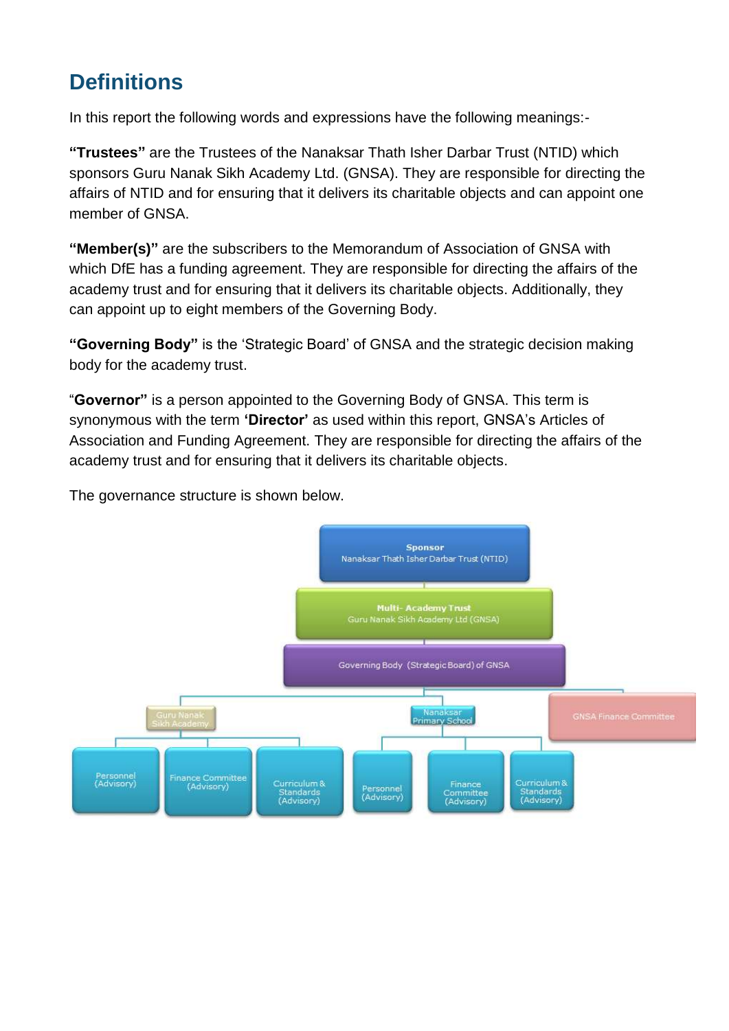## Definitions

In this report the following words and expressions have the following meanings:-

**"Trustees"** are the Trustees of the Nanaksar Thath Isher Darbar Trust (NTID) which sponsors Guru Nanak Sikh Academy Ltd. (GNSA). They are responsible for directing the affairs of NTID and for ensuring that it delivers its charitable objects and can appoint one member of GNSA.

**"Member(s)"** are the subscribers to the Memorandum of Association of GNSA with which DfE has a funding agreement. They are responsible for directing the affairs of the academy trust and for ensuring that it delivers its charitable objects. Additionally, they can appoint up to eight members of the Governing Body.

**"Governing Body"** is the 'Strategic Board' of GNSA and the strategic decision making body for the academy trust.

"**Governor"** is a person appointed to the Governing Body of GNSA. This term is synonymous with the term **'Director'** as used within this report, GNSA's Articles of Association and Funding Agreement. They are responsible for directing the affairs of the academy trust and for ensuring that it delivers its charitable objects.

The governance structure is shown below.

- **Sponsor** – Nanaksar Thath Isher Darbar Trust (NTID)
  - **Multi- Academy Trust** – Guru Nanak Sikh Academy Ltd (GNSA)
    - Governing Body (Strategic Board) of GNSA
      - Guru Nanak Sikh Academy
        - Personnel (Advisory)
        - Finance Committee (Advisory)
        - Curriculum & Standards (Advisory)
      - Nanaksar Primary School
        - Personnel (Advisory)
        - Finance Committee (Advisory)
        - Curriculum & Standards (Advisory)
      - GNSA Finance Committee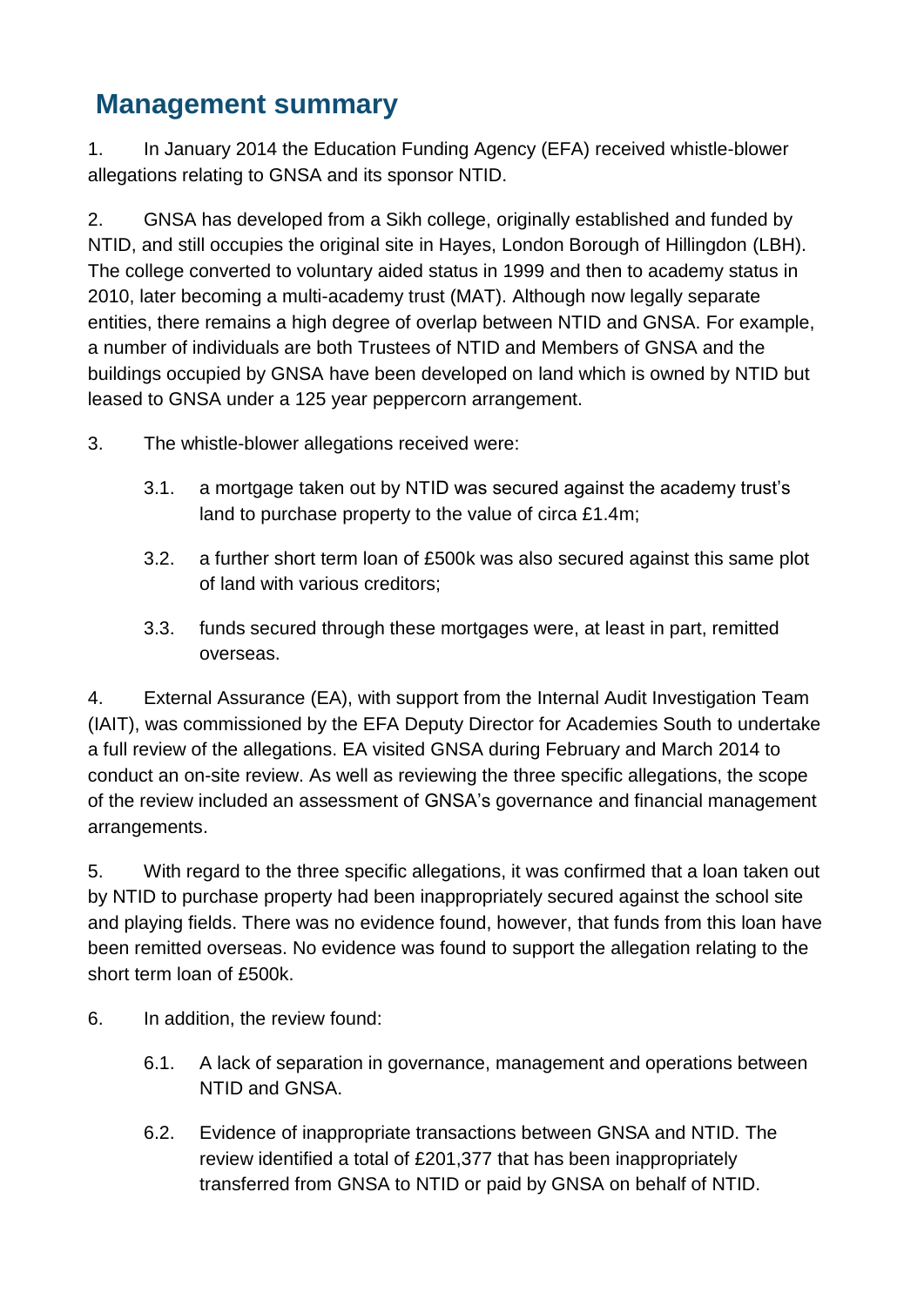## Management summary

1. In January 2014 the Education Funding Agency (EFA) received whistle-blower allegations relating to GNSA and its sponsor NTID.

2. GNSA has developed from a Sikh college, originally established and funded by NTID, and still occupies the original site in Hayes, London Borough of Hillingdon (LBH). The college converted to voluntary aided status in 1999 and then to academy status in 2010, later becoming a multi-academy trust (MAT). Although now legally separate entities, there remains a high degree of overlap between NTID and GNSA. For example, a number of individuals are both Trustees of NTID and Members of GNSA and the buildings occupied by GNSA have been developed on land which is owned by NTID but leased to GNSA under a 125 year peppercorn arrangement.

3. The whistle-blower allegations received were:

   3.1. a mortgage taken out by NTID was secured against the academy trust's land to purchase property to the value of circa £1.4m;

   3.2. a further short term loan of £500k was also secured against this same plot of land with various creditors;

   3.3. funds secured through these mortgages were, at least in part, remitted overseas.

4. External Assurance (EA), with support from the Internal Audit Investigation Team (IAIT), was commissioned by the EFA Deputy Director for Academies South to undertake a full review of the allegations. EA visited GNSA during February and March 2014 to conduct an on-site review. As well as reviewing the three specific allegations, the scope of the review included an assessment of GNSA's governance and financial management arrangements.

5. With regard to the three specific allegations, it was confirmed that a loan taken out by NTID to purchase property had been inappropriately secured against the school site and playing fields. There was no evidence found, however, that funds from this loan have been remitted overseas. No evidence was found to support the allegation relating to the short term loan of £500k.

6. In addition, the review found:

   6.1. A lack of separation in governance, management and operations between NTID and GNSA.

   6.2. Evidence of inappropriate transactions between GNSA and NTID. The review identified a total of £201,377 that has been inappropriately transferred from GNSA to NTID or paid by GNSA on behalf of NTID.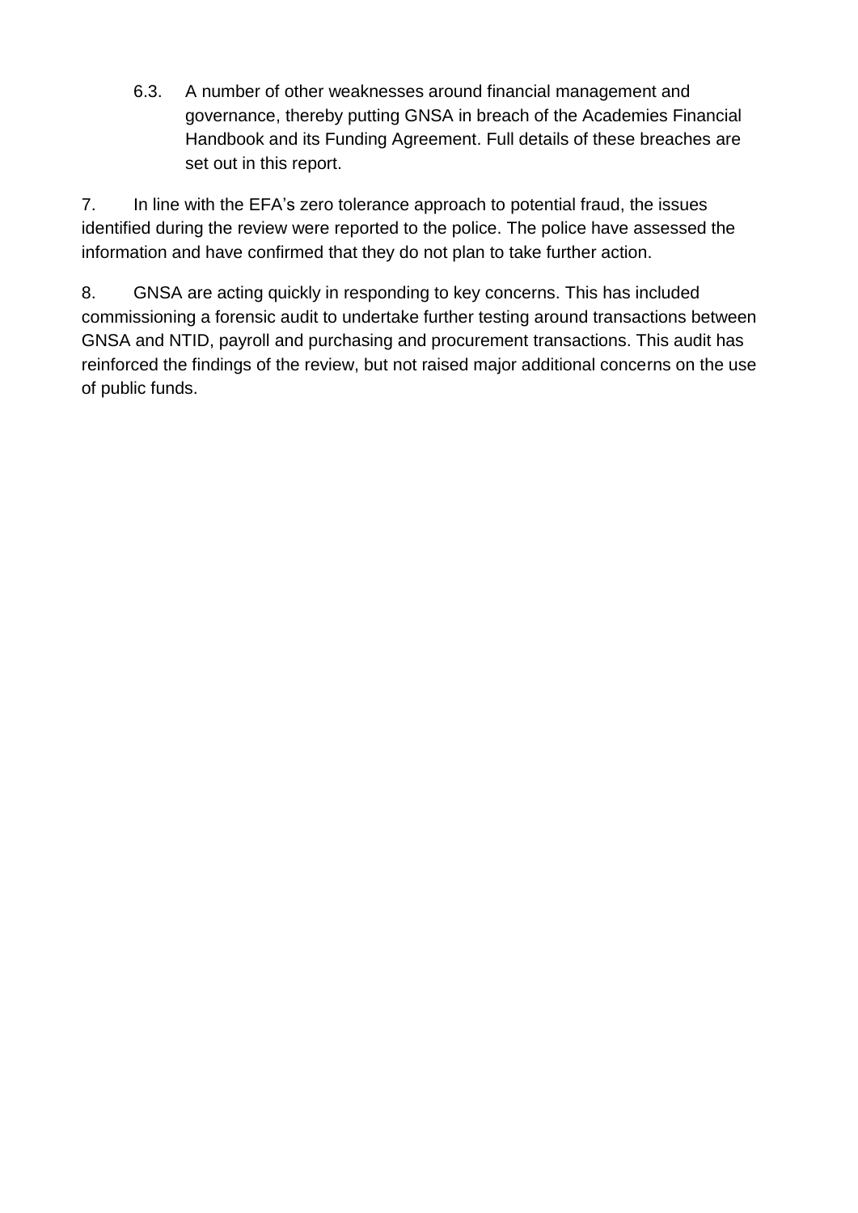6.3. A number of other weaknesses around financial management and governance, thereby putting GNSA in breach of the Academies Financial Handbook and its Funding Agreement. Full details of these breaches are set out in this report.

7. In line with the EFA’s zero tolerance approach to potential fraud, the issues identified during the review were reported to the police. The police have assessed the information and have confirmed that they do not plan to take further action.

8. GNSA are acting quickly in responding to key concerns. This has included commissioning a forensic audit to undertake further testing around transactions between GNSA and NTID, payroll and purchasing and procurement transactions. This audit has reinforced the findings of the review, but not raised major additional concerns on the use of public funds.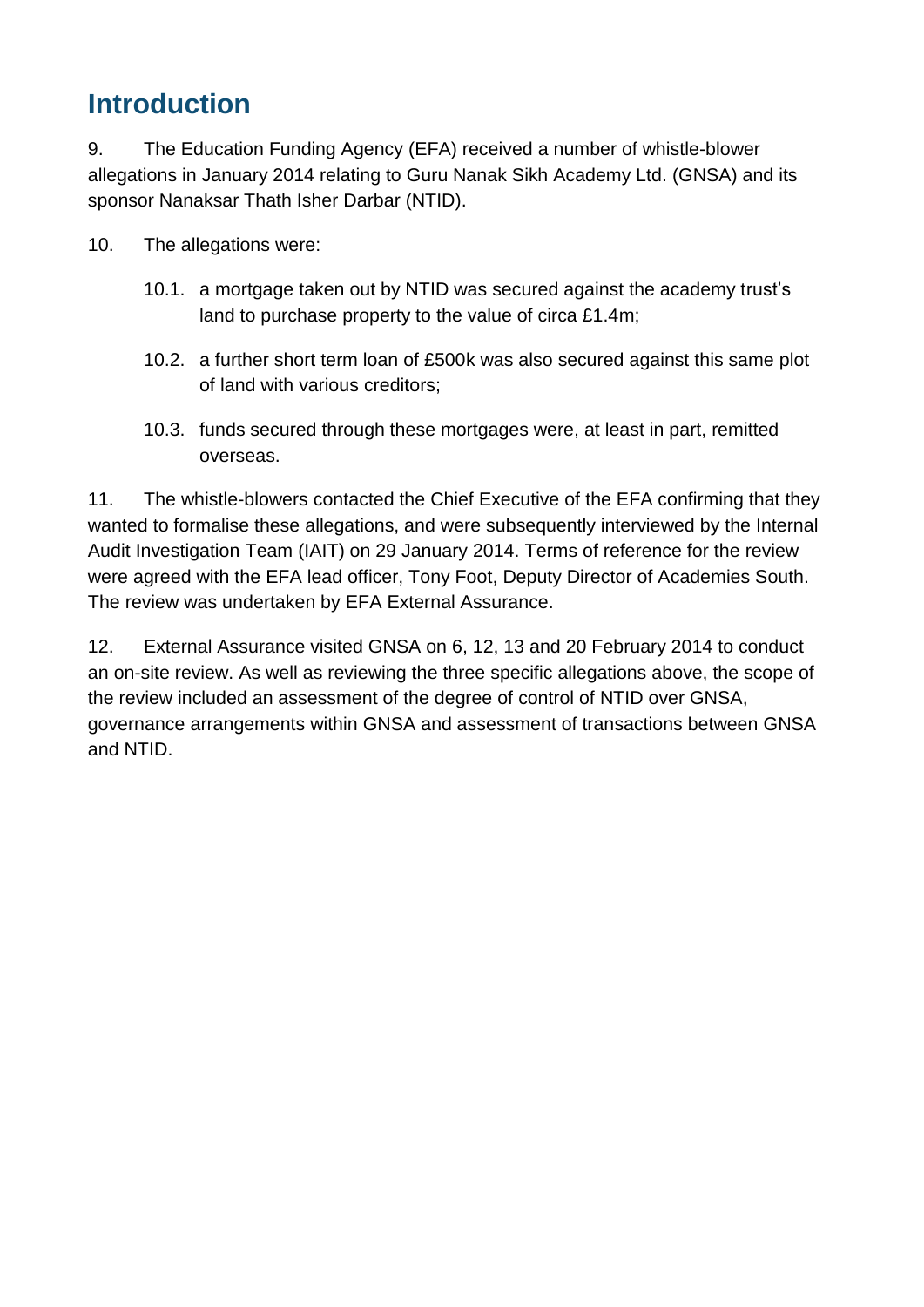## Introduction

9. The Education Funding Agency (EFA) received a number of whistle-blower allegations in January 2014 relating to Guru Nanak Sikh Academy Ltd. (GNSA) and its sponsor Nanaksar Thath Isher Darbar (NTID).

10. The allegations were:

   10.1. a mortgage taken out by NTID was secured against the academy trust's land to purchase property to the value of circa £1.4m;

   10.2. a further short term loan of £500k was also secured against this same plot of land with various creditors;

   10.3. funds secured through these mortgages were, at least in part, remitted overseas.

11. The whistle-blowers contacted the Chief Executive of the EFA confirming that they wanted to formalise these allegations, and were subsequently interviewed by the Internal Audit Investigation Team (IAIT) on 29 January 2014. Terms of reference for the review were agreed with the EFA lead officer, Tony Foot, Deputy Director of Academies South. The review was undertaken by EFA External Assurance.

12. External Assurance visited GNSA on 6, 12, 13 and 20 February 2014 to conduct an on-site review. As well as reviewing the three specific allegations above, the scope of the review included an assessment of the degree of control of NTID over GNSA, governance arrangements within GNSA and assessment of transactions between GNSA and NTID.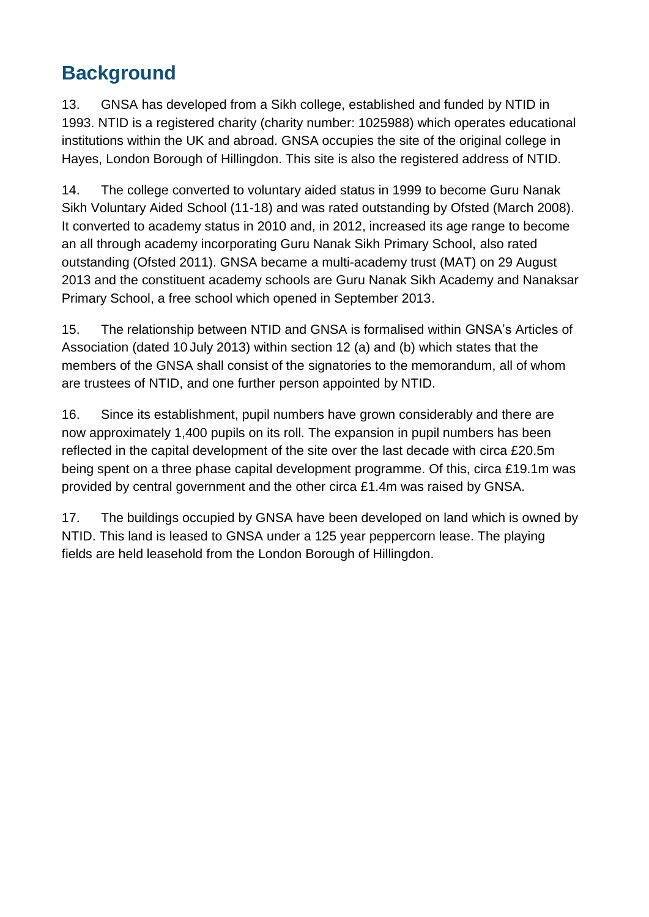## Background

13. GNSA has developed from a Sikh college, established and funded by NTID in 1993. NTID is a registered charity (charity number: 1025988) which operates educational institutions within the UK and abroad. GNSA occupies the site of the original college in Hayes, London Borough of Hillingdon. This site is also the registered address of NTID.

14. The college converted to voluntary aided status in 1999 to become Guru Nanak Sikh Voluntary Aided School (11-18) and was rated outstanding by Ofsted (March 2008). It converted to academy status in 2010 and, in 2012, increased its age range to become an all through academy incorporating Guru Nanak Sikh Primary School, also rated outstanding (Ofsted 2011). GNSA became a multi-academy trust (MAT) on 29 August 2013 and the constituent academy schools are Guru Nanak Sikh Academy and Nanaksar Primary School, a free school which opened in September 2013.

15. The relationship between NTID and GNSA is formalised within GNSA's Articles of Association (dated 10 July 2013) within section 12 (a) and (b) which states that the members of the GNSA shall consist of the signatories to the memorandum, all of whom are trustees of NTID, and one further person appointed by NTID.

16. Since its establishment, pupil numbers have grown considerably and there are now approximately 1,400 pupils on its roll. The expansion in pupil numbers has been reflected in the capital development of the site over the last decade with circa £20.5m being spent on a three phase capital development programme. Of this, circa £19.1m was provided by central government and the other circa £1.4m was raised by GNSA.

17. The buildings occupied by GNSA have been developed on land which is owned by NTID. This land is leased to GNSA under a 125 year peppercorn lease. The playing fields are held leasehold from the London Borough of Hillingdon.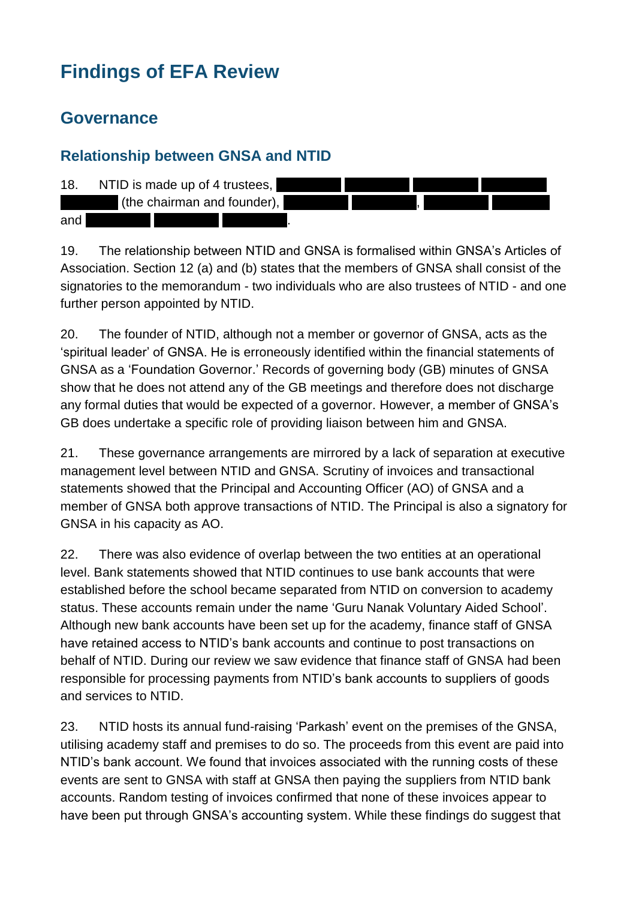# Findings of EFA Review

## Governance

### Relationship between GNSA and NTID

18. NTID is made up of 4 trustees, ████████ ████████ ████████ ████████ ████████ (the chairman and founder), ████████ ████████, ████████ ████████ and ████████ ████████ ████████.

19. The relationship between NTID and GNSA is formalised within GNSA's Articles of Association. Section 12 (a) and (b) states that the members of GNSA shall consist of the signatories to the memorandum - two individuals who are also trustees of NTID - and one further person appointed by NTID.

20. The founder of NTID, although not a member or governor of GNSA, acts as the 'spiritual leader' of GNSA. He is erroneously identified within the financial statements of GNSA as a 'Foundation Governor.' Records of governing body (GB) minutes of GNSA show that he does not attend any of the GB meetings and therefore does not discharge any formal duties that would be expected of a governor. However, a member of GNSA's GB does undertake a specific role of providing liaison between him and GNSA.

21. These governance arrangements are mirrored by a lack of separation at executive management level between NTID and GNSA. Scrutiny of invoices and transactional statements showed that the Principal and Accounting Officer (AO) of GNSA and a member of GNSA both approve transactions of NTID. The Principal is also a signatory for GNSA in his capacity as AO.

22. There was also evidence of overlap between the two entities at an operational level. Bank statements showed that NTID continues to use bank accounts that were established before the school became separated from NTID on conversion to academy status. These accounts remain under the name 'Guru Nanak Voluntary Aided School'. Although new bank accounts have been set up for the academy, finance staff of GNSA have retained access to NTID's bank accounts and continue to post transactions on behalf of NTID. During our review we saw evidence that finance staff of GNSA had been responsible for processing payments from NTID's bank accounts to suppliers of goods and services to NTID.

23. NTID hosts its annual fund-raising 'Parkash' event on the premises of the GNSA, utilising academy staff and premises to do so. The proceeds from this event are paid into NTID's bank account. We found that invoices associated with the running costs of these events are sent to GNSA with staff at GNSA then paying the suppliers from NTID bank accounts. Random testing of invoices confirmed that none of these invoices appear to have been put through GNSA's accounting system. While these findings do suggest that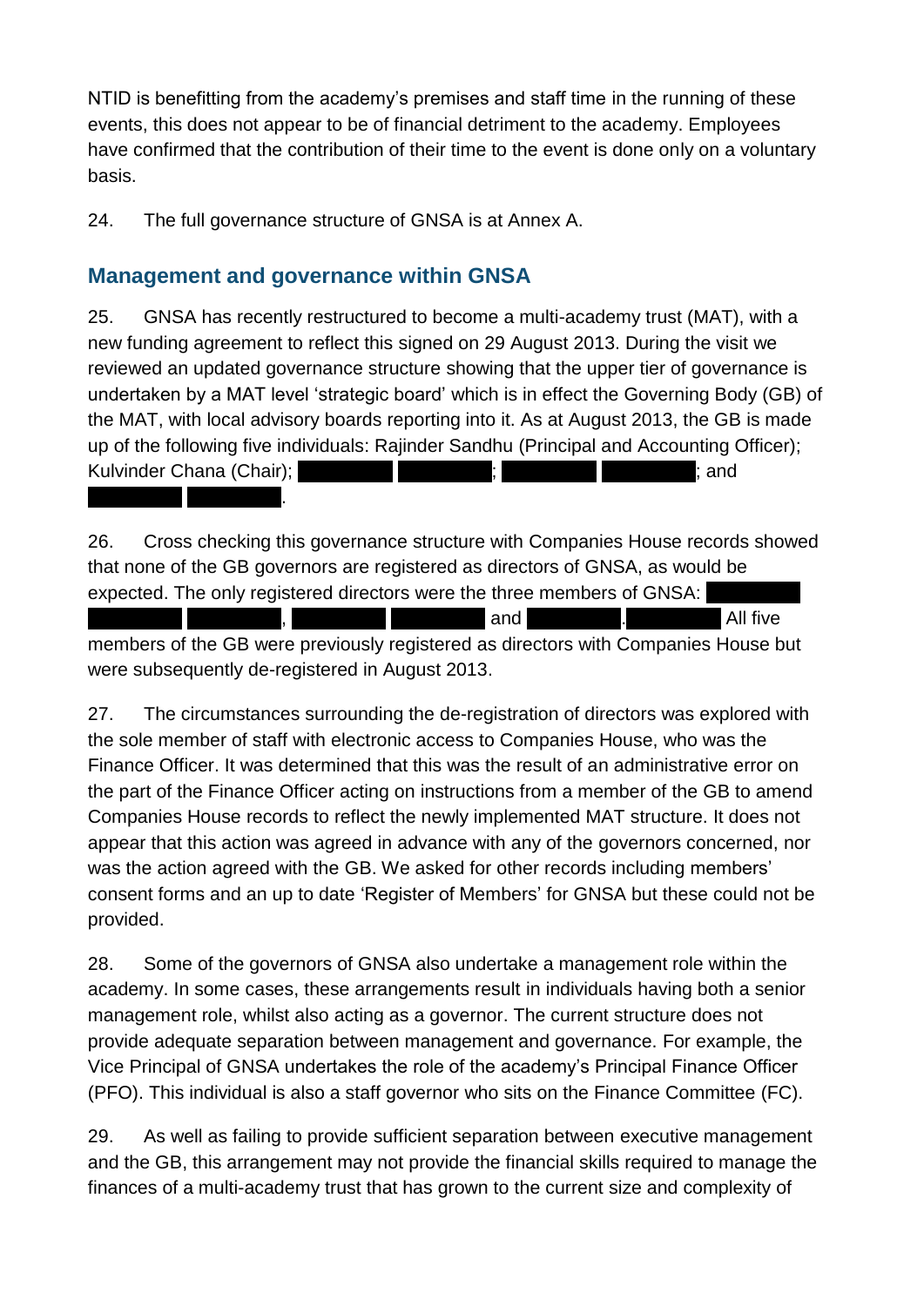NTID is benefitting from the academy's premises and staff time in the running of these events, this does not appear to be of financial detriment to the academy. Employees have confirmed that the contribution of their time to the event is done only on a voluntary basis.

24. The full governance structure of GNSA is at Annex A.

## Management and governance within GNSA

25. GNSA has recently restructured to become a multi-academy trust (MAT), with a new funding agreement to reflect this signed on 29 August 2013. During the visit we reviewed an updated governance structure showing that the upper tier of governance is undertaken by a MAT level 'strategic board' which is in effect the Governing Body (GB) of the MAT, with local advisory boards reporting into it. As at August 2013, the GB is made up of the following five individuals: Rajinder Sandhu (Principal and Accounting Officer); Kulvinder Chana (Chair); ; ; and .

26. Cross checking this governance structure with Companies House records showed that none of the GB governors are registered as directors of GNSA, as would be expected. The only registered directors were the three members of GNSA: , and . All five members of the GB were previously registered as directors with Companies House but were subsequently de-registered in August 2013.

27. The circumstances surrounding the de-registration of directors was explored with the sole member of staff with electronic access to Companies House, who was the Finance Officer. It was determined that this was the result of an administrative error on the part of the Finance Officer acting on instructions from a member of the GB to amend Companies House records to reflect the newly implemented MAT structure. It does not appear that this action was agreed in advance with any of the governors concerned, nor was the action agreed with the GB. We asked for other records including members' consent forms and an up to date 'Register of Members' for GNSA but these could not be provided.

28. Some of the governors of GNSA also undertake a management role within the academy. In some cases, these arrangements result in individuals having both a senior management role, whilst also acting as a governor. The current structure does not provide adequate separation between management and governance. For example, the Vice Principal of GNSA undertakes the role of the academy's Principal Finance Officer (PFO). This individual is also a staff governor who sits on the Finance Committee (FC).

29. As well as failing to provide sufficient separation between executive management and the GB, this arrangement may not provide the financial skills required to manage the finances of a multi-academy trust that has grown to the current size and complexity of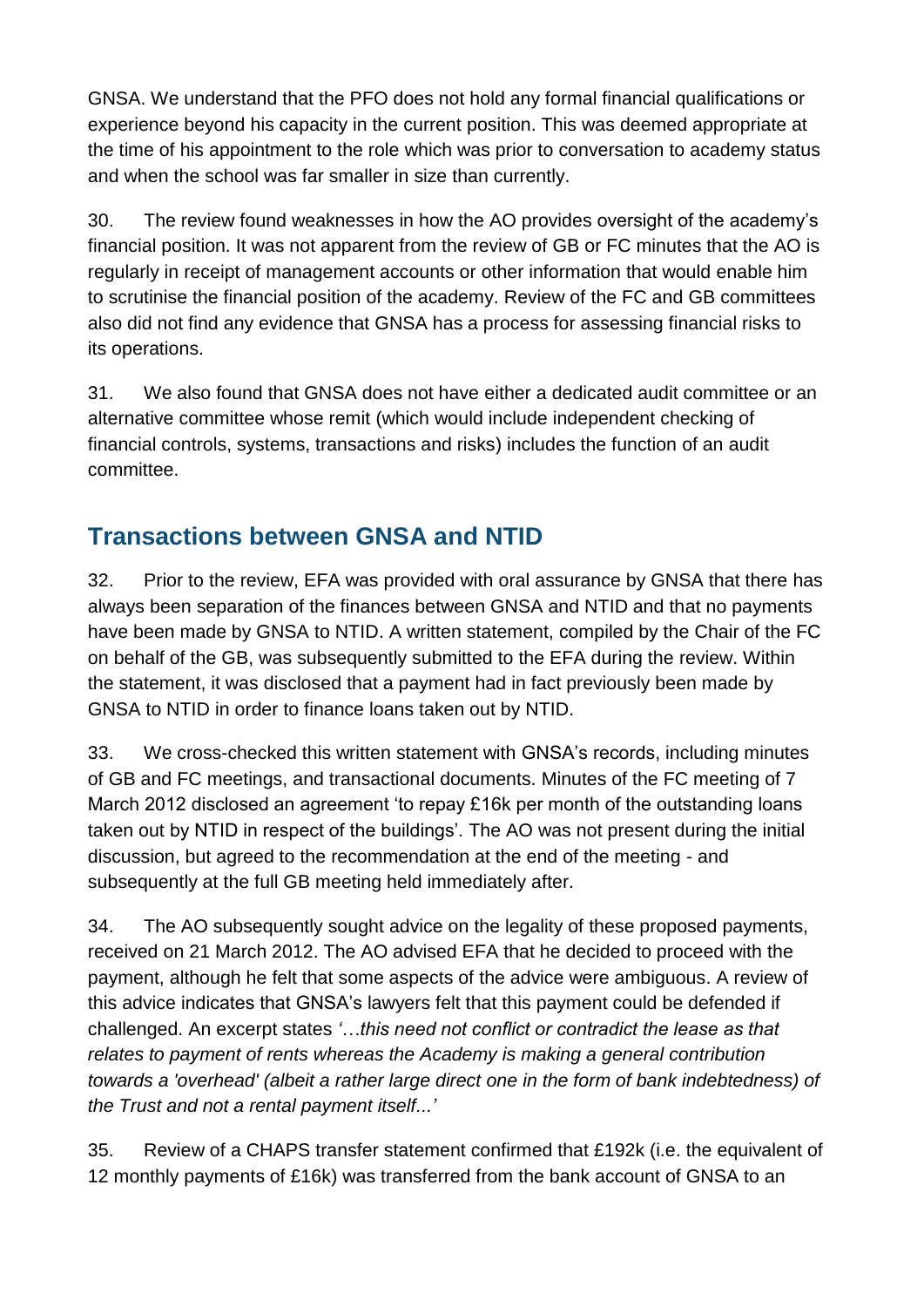GNSA. We understand that the PFO does not hold any formal financial qualifications or experience beyond his capacity in the current position. This was deemed appropriate at the time of his appointment to the role which was prior to conversation to academy status and when the school was far smaller in size than currently.

30. The review found weaknesses in how the AO provides oversight of the academy's financial position. It was not apparent from the review of GB or FC minutes that the AO is regularly in receipt of management accounts or other information that would enable him to scrutinise the financial position of the academy. Review of the FC and GB committees also did not find any evidence that GNSA has a process for assessing financial risks to its operations.

31. We also found that GNSA does not have either a dedicated audit committee or an alternative committee whose remit (which would include independent checking of financial controls, systems, transactions and risks) includes the function of an audit committee.

## Transactions between GNSA and NTID

32. Prior to the review, EFA was provided with oral assurance by GNSA that there has always been separation of the finances between GNSA and NTID and that no payments have been made by GNSA to NTID. A written statement, compiled by the Chair of the FC on behalf of the GB, was subsequently submitted to the EFA during the review. Within the statement, it was disclosed that a payment had in fact previously been made by GNSA to NTID in order to finance loans taken out by NTID.

33. We cross-checked this written statement with GNSA's records, including minutes of GB and FC meetings, and transactional documents. Minutes of the FC meeting of 7 March 2012 disclosed an agreement 'to repay £16k per month of the outstanding loans taken out by NTID in respect of the buildings'. The AO was not present during the initial discussion, but agreed to the recommendation at the end of the meeting - and subsequently at the full GB meeting held immediately after.

34. The AO subsequently sought advice on the legality of these proposed payments, received on 21 March 2012. The AO advised EFA that he decided to proceed with the payment, although he felt that some aspects of the advice were ambiguous. A review of this advice indicates that GNSA's lawyers felt that this payment could be defended if challenged. An excerpt states *'…this need not conflict or contradict the lease as that relates to payment of rents whereas the Academy is making a general contribution towards a 'overhead' (albeit a rather large direct one in the form of bank indebtedness) of the Trust and not a rental payment itself...'*

35. Review of a CHAPS transfer statement confirmed that £192k (i.e. the equivalent of 12 monthly payments of £16k) was transferred from the bank account of GNSA to an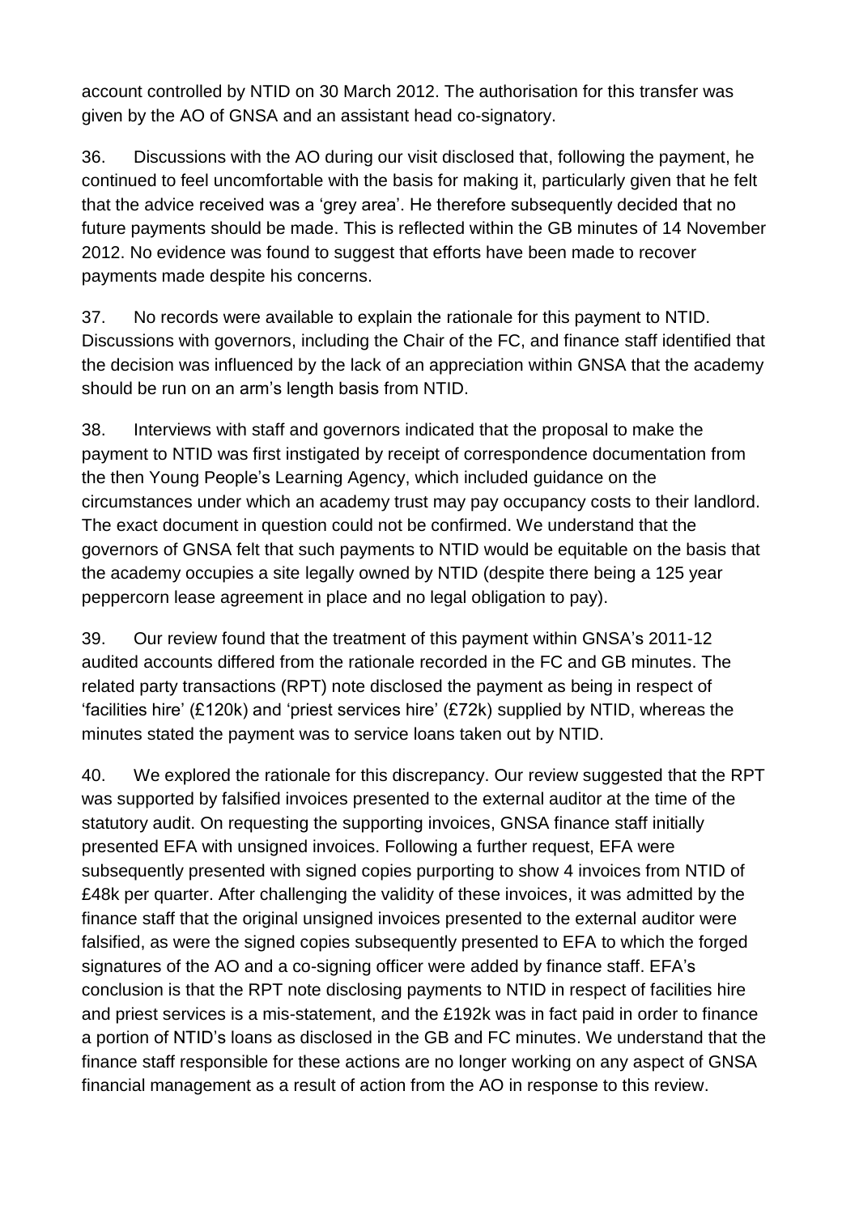account controlled by NTID on 30 March 2012. The authorisation for this transfer was given by the AO of GNSA and an assistant head co-signatory.

36. Discussions with the AO during our visit disclosed that, following the payment, he continued to feel uncomfortable with the basis for making it, particularly given that he felt that the advice received was a 'grey area'. He therefore subsequently decided that no future payments should be made. This is reflected within the GB minutes of 14 November 2012. No evidence was found to suggest that efforts have been made to recover payments made despite his concerns.

37. No records were available to explain the rationale for this payment to NTID. Discussions with governors, including the Chair of the FC, and finance staff identified that the decision was influenced by the lack of an appreciation within GNSA that the academy should be run on an arm's length basis from NTID.

38. Interviews with staff and governors indicated that the proposal to make the payment to NTID was first instigated by receipt of correspondence documentation from the then Young People's Learning Agency, which included guidance on the circumstances under which an academy trust may pay occupancy costs to their landlord. The exact document in question could not be confirmed. We understand that the governors of GNSA felt that such payments to NTID would be equitable on the basis that the academy occupies a site legally owned by NTID (despite there being a 125 year peppercorn lease agreement in place and no legal obligation to pay).

39. Our review found that the treatment of this payment within GNSA's 2011-12 audited accounts differed from the rationale recorded in the FC and GB minutes. The related party transactions (RPT) note disclosed the payment as being in respect of 'facilities hire' (£120k) and 'priest services hire' (£72k) supplied by NTID, whereas the minutes stated the payment was to service loans taken out by NTID.

40. We explored the rationale for this discrepancy. Our review suggested that the RPT was supported by falsified invoices presented to the external auditor at the time of the statutory audit. On requesting the supporting invoices, GNSA finance staff initially presented EFA with unsigned invoices. Following a further request, EFA were subsequently presented with signed copies purporting to show 4 invoices from NTID of £48k per quarter. After challenging the validity of these invoices, it was admitted by the finance staff that the original unsigned invoices presented to the external auditor were falsified, as were the signed copies subsequently presented to EFA to which the forged signatures of the AO and a co-signing officer were added by finance staff. EFA's conclusion is that the RPT note disclosing payments to NTID in respect of facilities hire and priest services is a mis-statement, and the £192k was in fact paid in order to finance a portion of NTID's loans as disclosed in the GB and FC minutes. We understand that the finance staff responsible for these actions are no longer working on any aspect of GNSA financial management as a result of action from the AO in response to this review.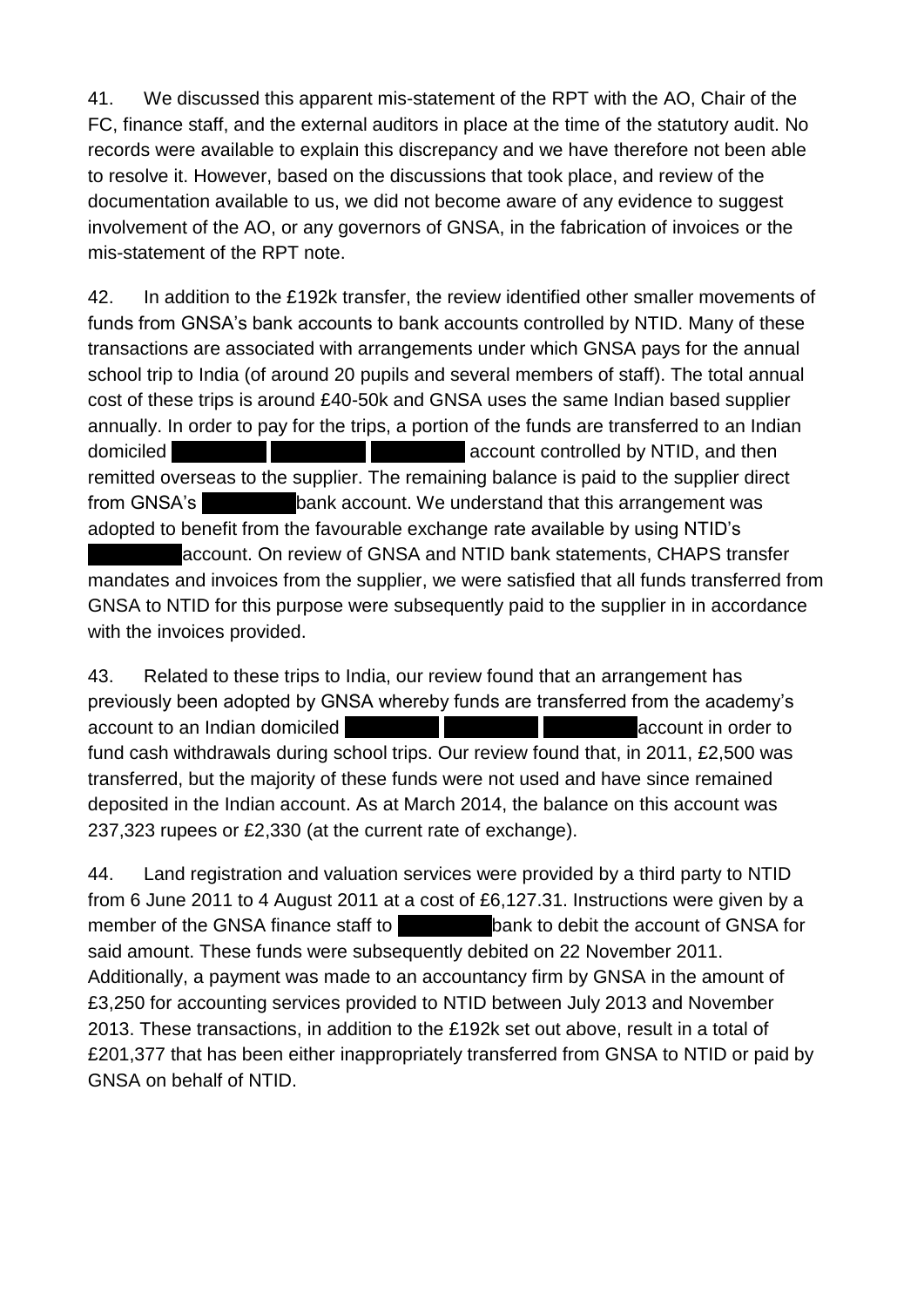41. We discussed this apparent mis-statement of the RPT with the AO, Chair of the FC, finance staff, and the external auditors in place at the time of the statutory audit. No records were available to explain this discrepancy and we have therefore not been able to resolve it. However, based on the discussions that took place, and review of the documentation available to us, we did not become aware of any evidence to suggest involvement of the AO, or any governors of GNSA, in the fabrication of invoices or the mis-statement of the RPT note.

42. In addition to the £192k transfer, the review identified other smaller movements of funds from GNSA's bank accounts to bank accounts controlled by NTID. Many of these transactions are associated with arrangements under which GNSA pays for the annual school trip to India (of around 20 pupils and several members of staff). The total annual cost of these trips is around £40-50k and GNSA uses the same Indian based supplier annually. In order to pay for the trips, a portion of the funds are transferred to an Indian domiciled ██████ ██████ ██████ account controlled by NTID, and then remitted overseas to the supplier. The remaining balance is paid to the supplier direct from GNSA's ██████ bank account. We understand that this arrangement was adopted to benefit from the favourable exchange rate available by using NTID's ██████ account. On review of GNSA and NTID bank statements, CHAPS transfer mandates and invoices from the supplier, we were satisfied that all funds transferred from GNSA to NTID for this purpose were subsequently paid to the supplier in in accordance with the invoices provided.

43. Related to these trips to India, our review found that an arrangement has previously been adopted by GNSA whereby funds are transferred from the academy's account to an Indian domiciled ██████ ██████ ██████ account in order to fund cash withdrawals during school trips. Our review found that, in 2011, £2,500 was transferred, but the majority of these funds were not used and have since remained deposited in the Indian account. As at March 2014, the balance on this account was 237,323 rupees or £2,330 (at the current rate of exchange).

44. Land registration and valuation services were provided by a third party to NTID from 6 June 2011 to 4 August 2011 at a cost of £6,127.31. Instructions were given by a member of the GNSA finance staff to ██████ bank to debit the account of GNSA for said amount. These funds were subsequently debited on 22 November 2011. Additionally, a payment was made to an accountancy firm by GNSA in the amount of £3,250 for accounting services provided to NTID between July 2013 and November 2013. These transactions, in addition to the £192k set out above, result in a total of £201,377 that has been either inappropriately transferred from GNSA to NTID or paid by GNSA on behalf of NTID.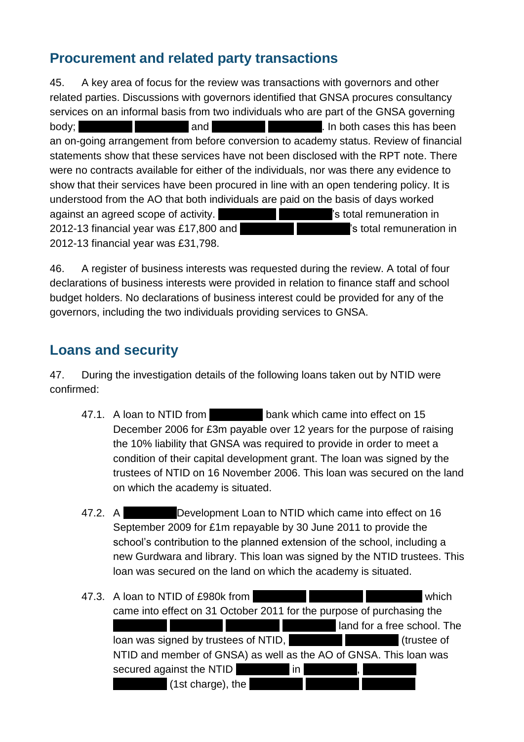## Procurement and related party transactions

45. A key area of focus for the review was transactions with governors and other related parties. Discussions with governors identified that GNSA procures consultancy services on an informal basis from two individuals who are part of the GNSA governing body; ██████ ██████ and ██████ ██████. In both cases this has been an on-going arrangement from before conversion to academy status. Review of financial statements show that these services have not been disclosed with the RPT note. There were no contracts available for either of the individuals, nor was there any evidence to show that their services have been procured in line with an open tendering policy. It is understood from the AO that both individuals are paid on the basis of days worked against an agreed scope of activity. ██████ ██████'s total remuneration in 2012-13 financial year was £17,800 and ██████ ██████'s total remuneration in 2012-13 financial year was £31,798.

46. A register of business interests was requested during the review. A total of four declarations of business interests were provided in relation to finance staff and school budget holders. No declarations of business interest could be provided for any of the governors, including the two individuals providing services to GNSA.

## Loans and security

47. During the investigation details of the following loans taken out by NTID were confirmed:

47.1. A loan to NTID from ██████ bank which came into effect on 15 December 2006 for £3m payable over 12 years for the purpose of raising the 10% liability that GNSA was required to provide in order to meet a condition of their capital development grant. The loan was signed by the trustees of NTID on 16 November 2006. This loan was secured on the land on which the academy is situated.

47.2. A ██████ Development Loan to NTID which came into effect on 16 September 2009 for £1m repayable by 30 June 2011 to provide the school's contribution to the planned extension of the school, including a new Gurdwara and library. This loan was signed by the NTID trustees. This loan was secured on the land on which the academy is situated.

47.3. A loan to NTID of £980k from ██████ ██████ ██████ which came into effect on 31 October 2011 for the purpose of purchasing the ██████ ██████ ██████ ██████ land for a free school. The loan was signed by trustees of NTID, ██████ ██████ (trustee of NTID and member of GNSA) as well as the AO of GNSA. This loan was secured against the NTID ██████ in ██████, ██████ ██████ (1st charge), the ██████ ██████ ██████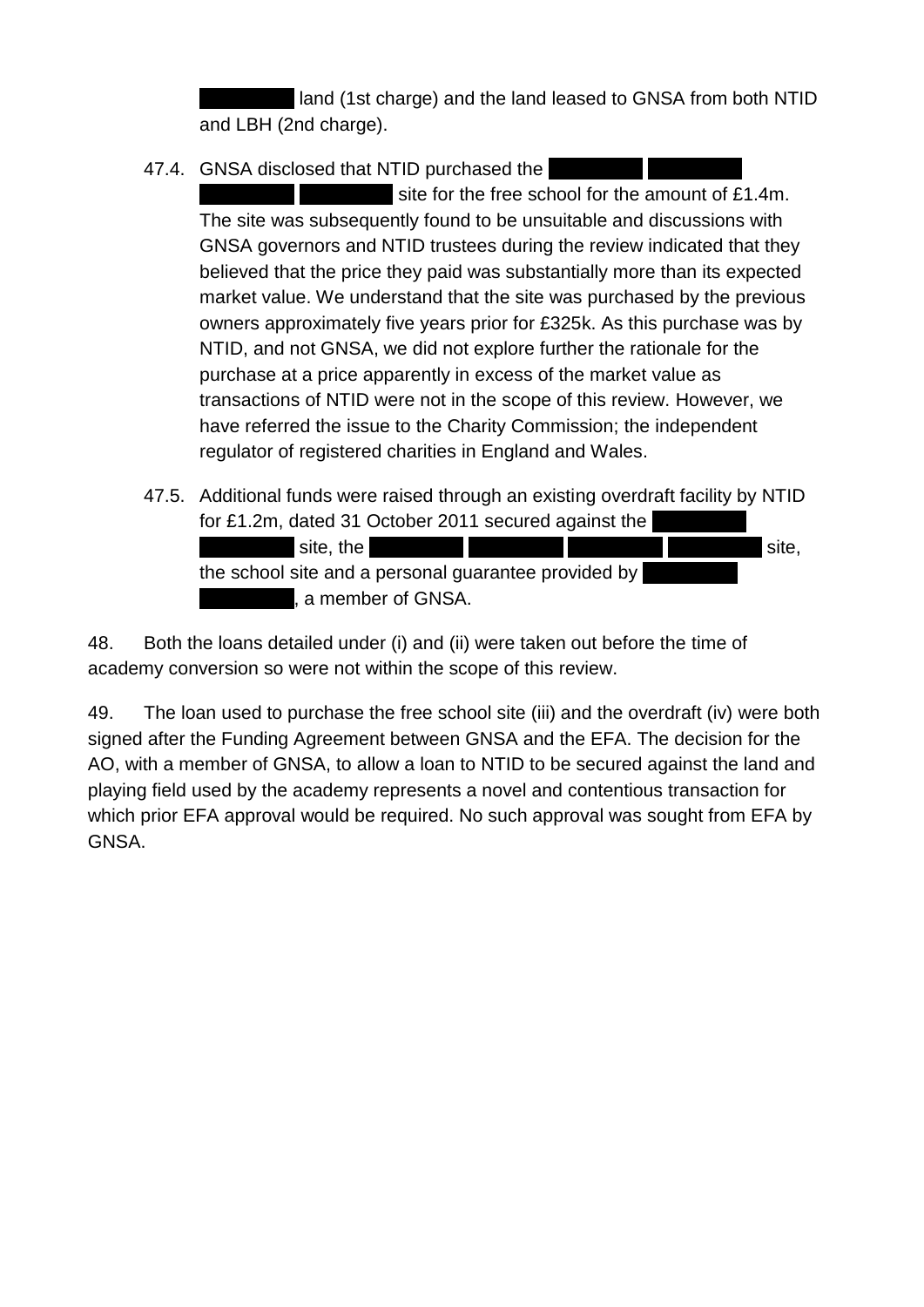land (1st charge) and the land leased to GNSA from both NTID and LBH (2nd charge).

47.4. GNSA disclosed that NTID purchased the site for the free school for the amount of £1.4m. The site was subsequently found to be unsuitable and discussions with GNSA governors and NTID trustees during the review indicated that they believed that the price they paid was substantially more than its expected market value. We understand that the site was purchased by the previous owners approximately five years prior for £325k. As this purchase was by NTID, and not GNSA, we did not explore further the rationale for the purchase at a price apparently in excess of the market value as transactions of NTID were not in the scope of this review. However, we have referred the issue to the Charity Commission; the independent regulator of registered charities in England and Wales.

47.5. Additional funds were raised through an existing overdraft facility by NTID for £1.2m, dated 31 October 2011 secured against the site, the site, the school site and a personal guarantee provided by , a member of GNSA.

48. Both the loans detailed under (i) and (ii) were taken out before the time of academy conversion so were not within the scope of this review.

49. The loan used to purchase the free school site (iii) and the overdraft (iv) were both signed after the Funding Agreement between GNSA and the EFA. The decision for the AO, with a member of GNSA, to allow a loan to NTID to be secured against the land and playing field used by the academy represents a novel and contentious transaction for which prior EFA approval would be required. No such approval was sought from EFA by GNSA.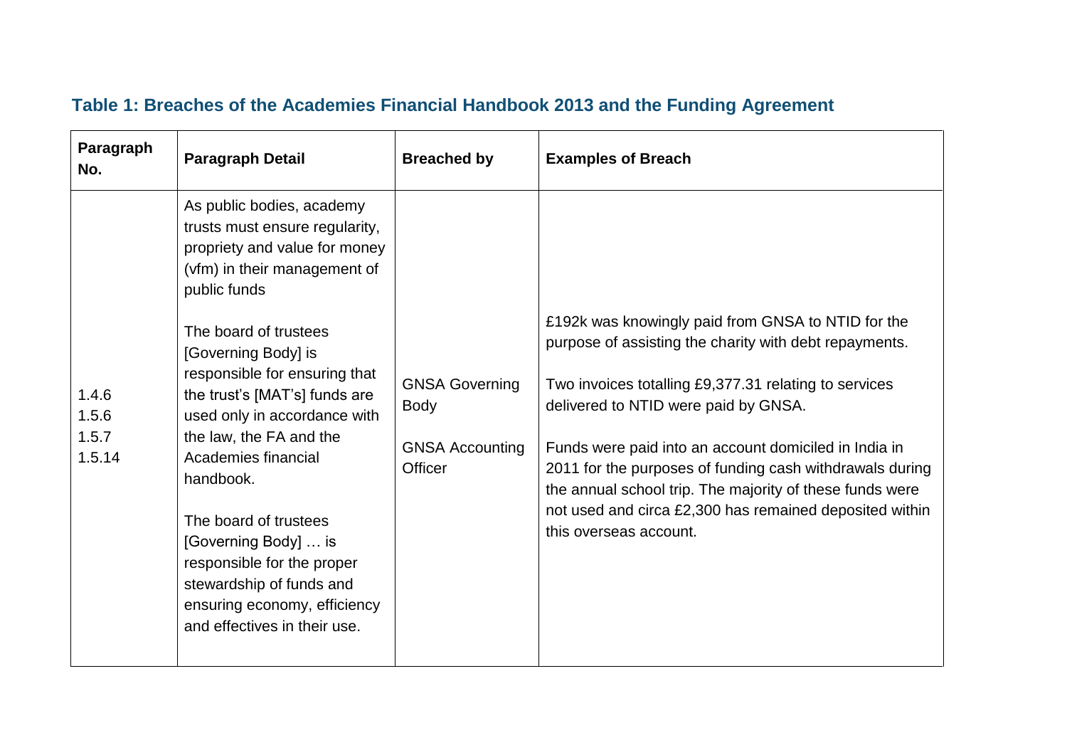### Table 1: Breaches of the Academies Financial Handbook 2013 and the Funding Agreement

| Paragraph No. | Paragraph Detail | Breached by | Examples of Breach |
|---|---|---|---|
| 1.4.6<br>1.5.6<br>1.5.7<br>1.5.14 | As public bodies, academy trusts must ensure regularity, propriety and value for money (vfm) in their management of public funds<br><br>The board of trustees [Governing Body] is responsible for ensuring that the trust's [MAT's] funds are used only in accordance with the law, the FA and the Academies financial handbook.<br><br>The board of trustees [Governing Body] … is responsible for the proper stewardship of funds and ensuring economy, efficiency and effectives in their use. | GNSA Governing Body<br><br>GNSA Accounting Officer | £192k was knowingly paid from GNSA to NTID for the purpose of assisting the charity with debt repayments.<br><br>Two invoices totalling £9,377.31 relating to services delivered to NTID were paid by GNSA.<br><br>Funds were paid into an account domiciled in India in 2011 for the purposes of funding cash withdrawals during the annual school trip. The majority of these funds were not used and circa £2,300 has remained deposited within this overseas account. |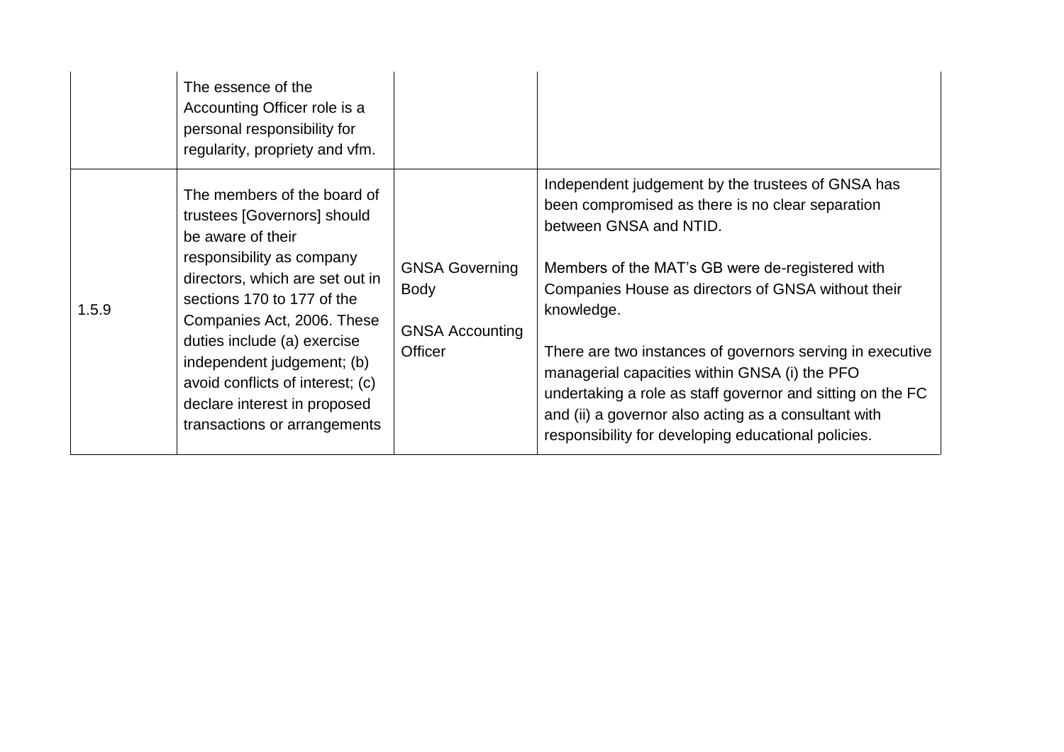| | | | |
|---|---|---|---|
| | The essence of the Accounting Officer role is a personal responsibility for regularity, propriety and vfm. | | |
| 1.5.9 | The members of the board of trustees [Governors] should be aware of their responsibility as company directors, which are set out in sections 170 to 177 of the Companies Act, 2006. These duties include (a) exercise independent judgement; (b) avoid conflicts of interest; (c) declare interest in proposed transactions or arrangements | GNSA Governing Body<br><br>GNSA Accounting Officer | Independent judgement by the trustees of GNSA has been compromised as there is no clear separation between GNSA and NTID.<br><br>Members of the MAT's GB were de-registered with Companies House as directors of GNSA without their knowledge.<br><br>There are two instances of governors serving in executive managerial capacities within GNSA (i) the PFO undertaking a role as staff governor and sitting on the FC and (ii) a governor also acting as a consultant with responsibility for developing educational policies. |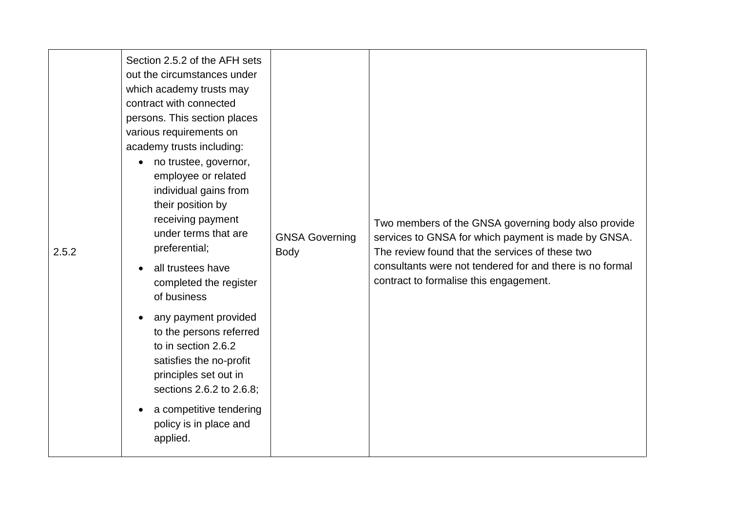| | | | |
|---|---|---|---|
| 2.5.2 | Section 2.5.2 of the AFH sets out the circumstances under which academy trusts may contract with connected persons. This section places various requirements on academy trusts including:<br>• no trustee, governor, employee or related individual gains from their position by receiving payment under terms that are preferential;<br>• all trustees have completed the register of business<br>• any payment provided to the persons referred to in section 2.6.2 satisfies the no-profit principles set out in sections 2.6.2 to 2.6.8;<br>• a competitive tendering policy is in place and applied. | GNSA Governing Body | Two members of the GNSA governing body also provide services to GNSA for which payment is made by GNSA. The review found that the services of these two consultants were not tendered for and there is no formal contract to formalise this engagement. |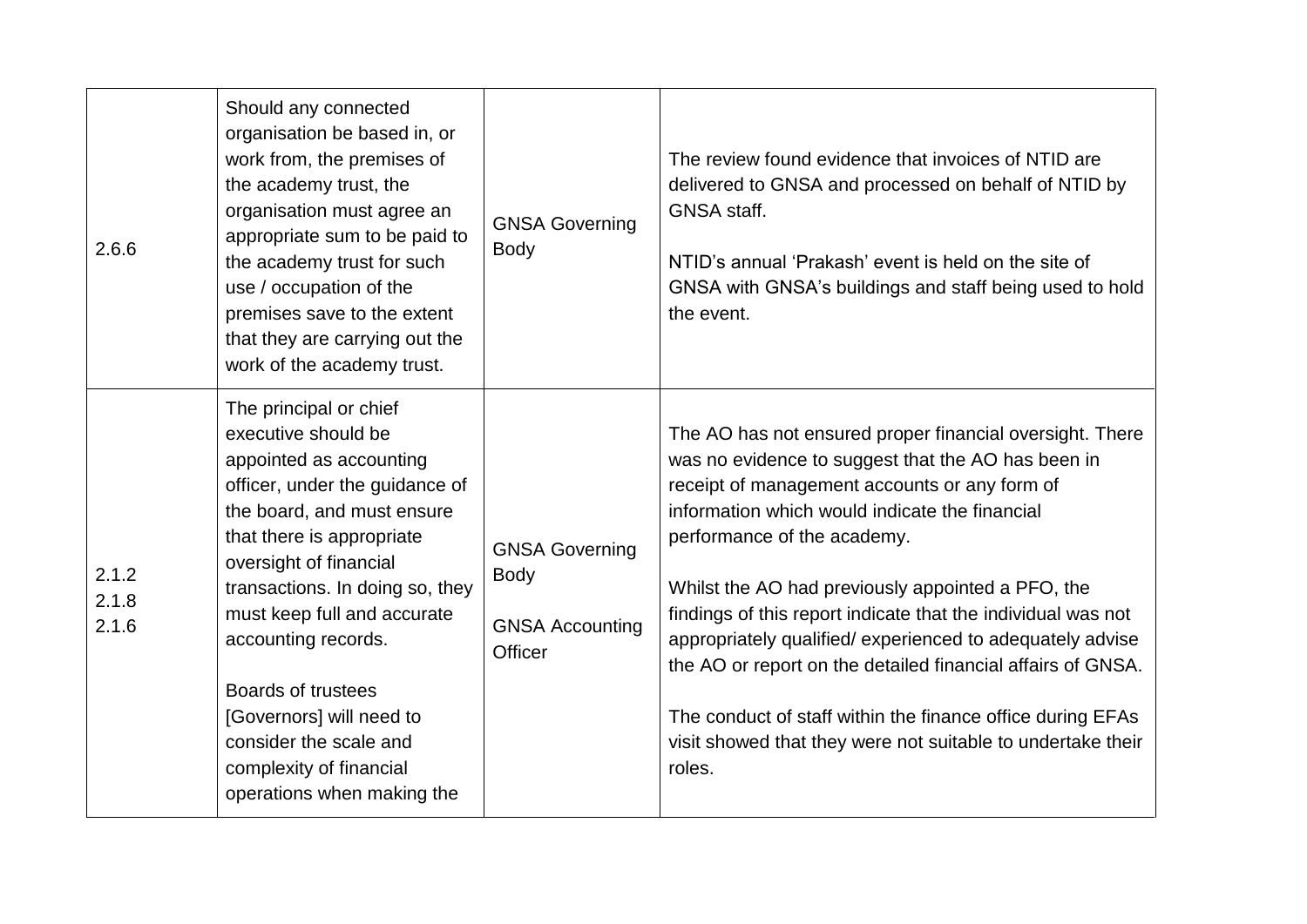| | | | |
|---|---|---|---|
| 2.6.6 | Should any connected organisation be based in, or work from, the premises of the academy trust, the organisation must agree an appropriate sum to be paid to the academy trust for such use / occupation of the premises save to the extent that they are carrying out the work of the academy trust. | GNSA Governing Body | The review found evidence that invoices of NTID are delivered to GNSA and processed on behalf of NTID by GNSA staff.<br><br>NTID's annual 'Prakash' event is held on the site of GNSA with GNSA's buildings and staff being used to hold the event. |
| 2.1.2<br>2.1.8<br>2.1.6 | The principal or chief executive should be appointed as accounting officer, under the guidance of the board, and must ensure that there is appropriate oversight of financial transactions. In doing so, they must keep full and accurate accounting records.<br><br>Boards of trustees [Governors] will need to consider the scale and complexity of financial operations when making the | GNSA Governing Body<br><br>GNSA Accounting Officer | The AO has not ensured proper financial oversight. There was no evidence to suggest that the AO has been in receipt of management accounts or any form of information which would indicate the financial performance of the academy.<br><br>Whilst the AO had previously appointed a PFO, the findings of this report indicate that the individual was not appropriately qualified/ experienced to adequately advise the AO or report on the detailed financial affairs of GNSA.<br><br>The conduct of staff within the finance office during EFAs visit showed that they were not suitable to undertake their roles. |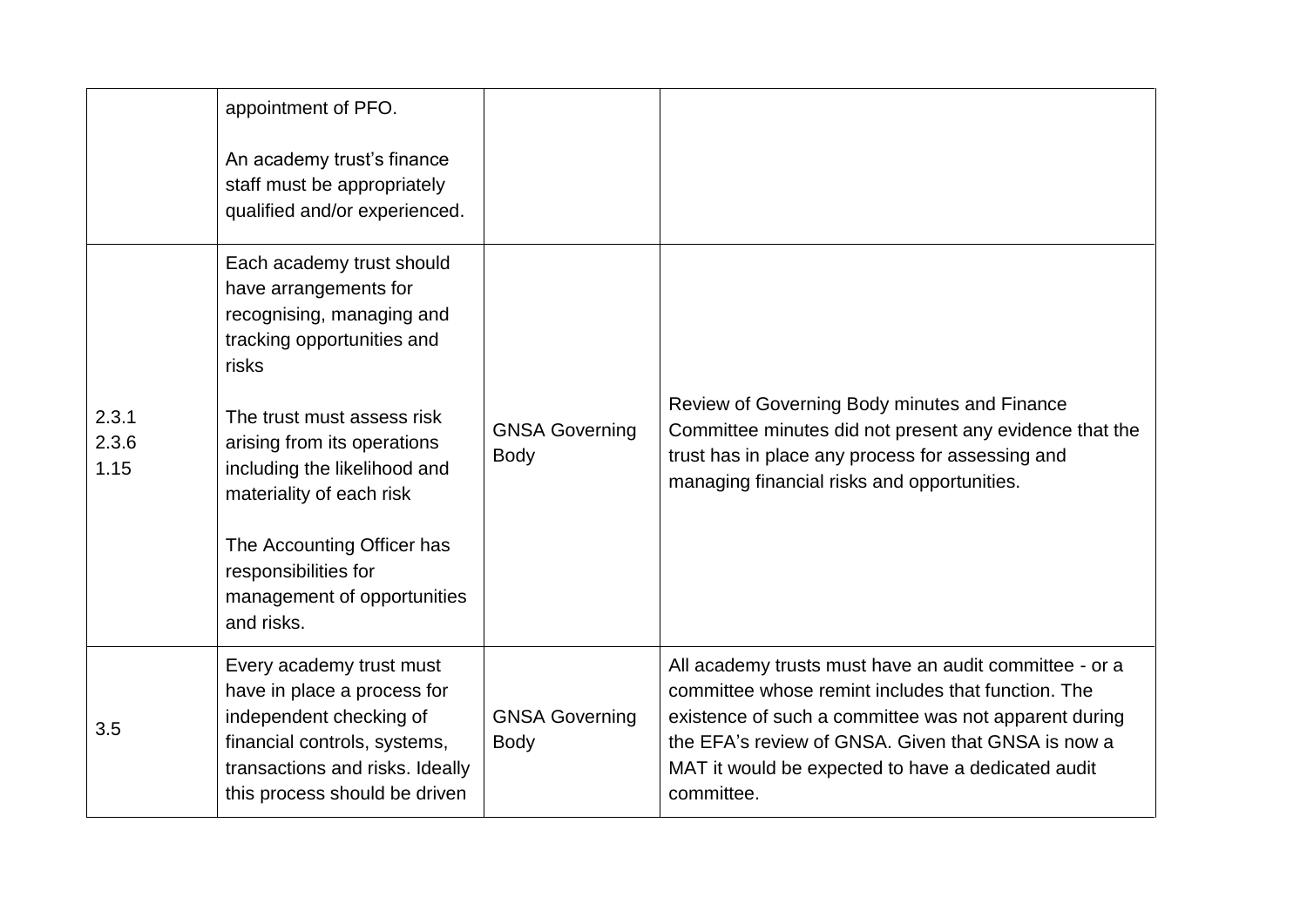| | | | |
|---|---|---|---|
| | appointment of PFO.<br><br>An academy trust's finance staff must be appropriately qualified and/or experienced. | | |
| 2.3.1<br>2.3.6<br>1.15 | Each academy trust should have arrangements for recognising, managing and tracking opportunities and risks<br><br>The trust must assess risk arising from its operations including the likelihood and materiality of each risk<br><br>The Accounting Officer has responsibilities for management of opportunities and risks. | GNSA Governing Body | Review of Governing Body minutes and Finance Committee minutes did not present any evidence that the trust has in place any process for assessing and managing financial risks and opportunities. |
| 3.5 | Every academy trust must have in place a process for independent checking of financial controls, systems, transactions and risks. Ideally this process should be driven | GNSA Governing Body | All academy trusts must have an audit committee - or a committee whose remint includes that function. The existence of such a committee was not apparent during the EFA's review of GNSA. Given that GNSA is now a MAT it would be expected to have a dedicated audit committee. |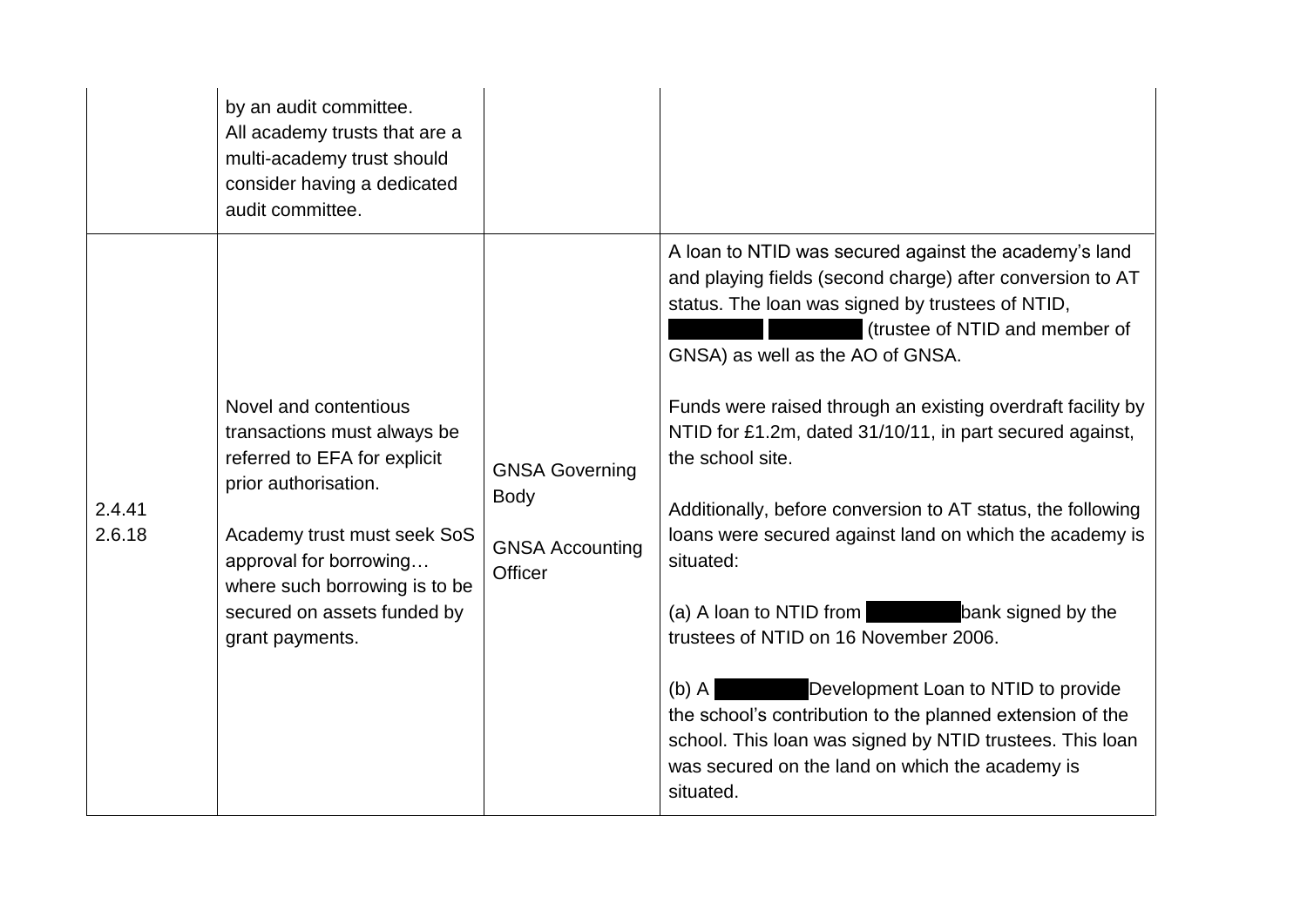| | | | |
|---|---|---|---|
| | by an audit committee.<br>All academy trusts that are a multi-academy trust should consider having a dedicated audit committee. | | |
| 2.4.41<br>2.6.18 | Novel and contentious transactions must always be referred to EFA for explicit prior authorisation.<br><br>Academy trust must seek SoS approval for borrowing… where such borrowing is to be secured on assets funded by grant payments. | GNSA Governing Body<br><br>GNSA Accounting Officer | A loan to NTID was secured against the academy's land and playing fields (second charge) after conversion to AT status. The loan was signed by trustees of NTID, ████ ████ (trustee of NTID and member of GNSA) as well as the AO of GNSA.<br><br>Funds were raised through an existing overdraft facility by NTID for £1.2m, dated 31/10/11, in part secured against, the school site.<br><br>Additionally, before conversion to AT status, the following loans were secured against land on which the academy is situated:<br><br>(a) A loan to NTID from ████ bank signed by the trustees of NTID on 16 November 2006.<br><br>(b) A ████ Development Loan to NTID to provide the school's contribution to the planned extension of the school. This loan was signed by NTID trustees. This loan was secured on the land on which the academy is situated. |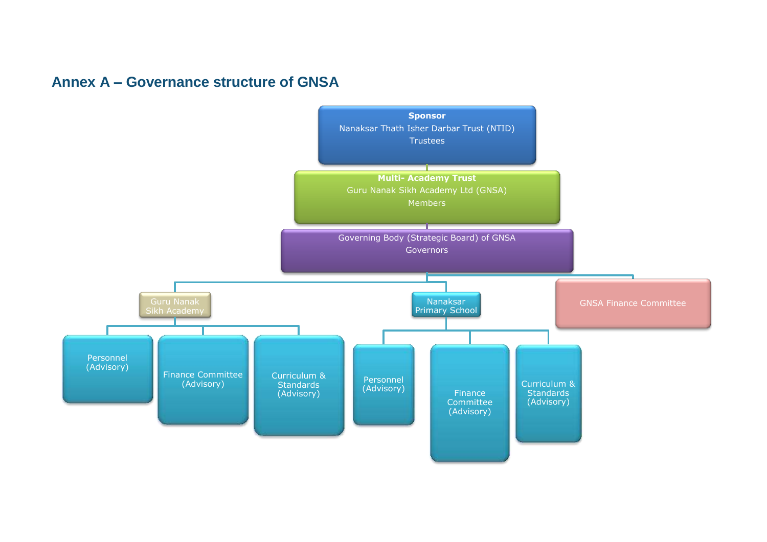## Annex A – Governance structure of GNSA

**Sponsor**
Nanaksar Thath Isher Darbar Trust (NTID)
Trustees

**Multi- Academy Trust**
Guru Nanak Sikh Academy Ltd (GNSA)
Members

Governing Body (Strategic Board) of GNSA
Governors

- Guru Nanak Sikh Academy
  - Personnel (Advisory)
  - Finance Committee (Advisory)
  - Curriculum & Standards (Advisory)
- Nanaksar Primary School
  - Personnel (Advisory)
  - Finance Committee (Advisory)
  - Curriculum & Standards (Advisory)
- GNSA Finance Committee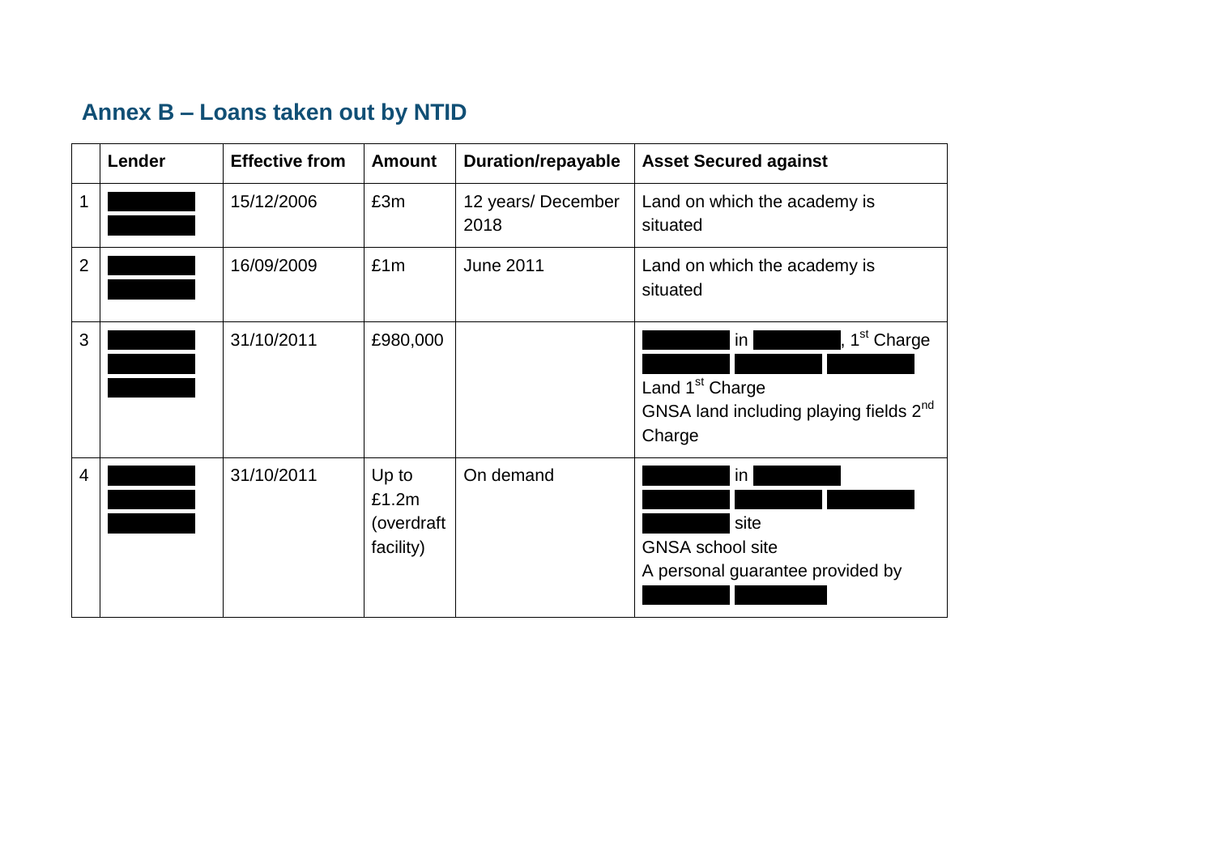## Annex B – Loans taken out by NTID

| | Lender | Effective from | Amount | Duration/repayable | Asset Secured against |
|---|---|---|---|---|---|
| 1 | ██████ ██████ | 15/12/2006 | £3m | 12 years/ December 2018 | Land on which the academy is situated |
| 2 | ██████ ██████ | 16/09/2009 | £1m | June 2011 | Land on which the academy is situated |
| 3 | ██████ ██████ ██████ | 31/10/2011 | £980,000 | | ██████ in ██████, 1st Charge ██████ ██████ ██████ Land 1st Charge GNSA land including playing fields 2nd Charge |
| 4 | ██████ ██████ ██████ | 31/10/2011 | Up to £1.2m (overdraft facility) | On demand | ██████ in ██████ ██████ ██████ ██████ ██████ site GNSA school site A personal guarantee provided by ██████ ██████ |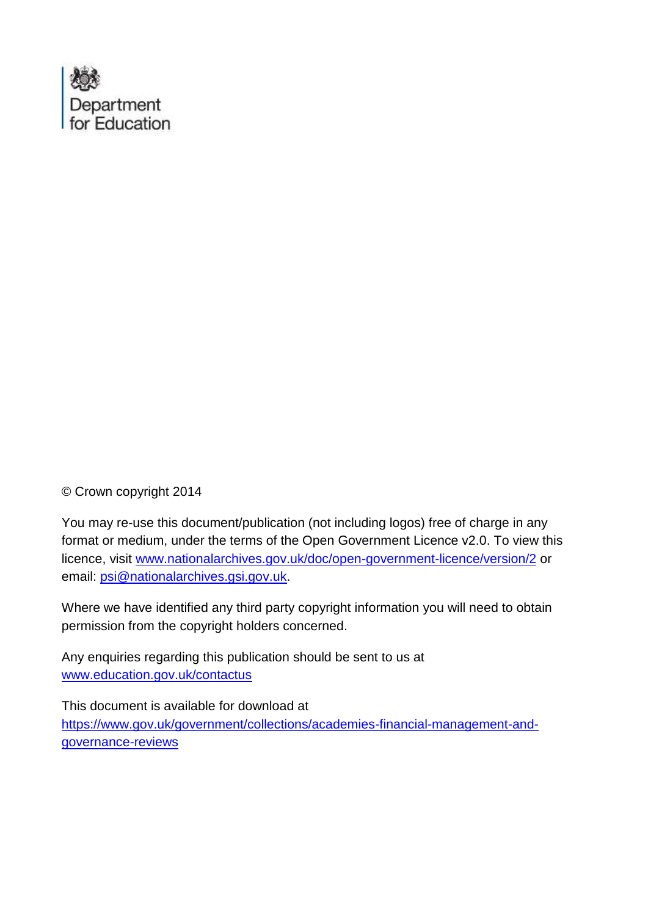Department for Education

© Crown copyright 2014

You may re-use this document/publication (not including logos) free of charge in any format or medium, under the terms of the Open Government Licence v2.0. To view this licence, visit [www.nationalarchives.gov.uk/doc/open-government-licence/version/2](http://www.nationalarchives.gov.uk/doc/open-government-licence/version/2) or email: [psi@nationalarchives.gsi.gov.uk](mailto:psi@nationalarchives.gsi.gov.uk).

Where we have identified any third party copyright information you will need to obtain permission from the copyright holders concerned.

Any enquiries regarding this publication should be sent to us at [www.education.gov.uk/contactus](http://www.education.gov.uk/contactus)

This document is available for download at [https://www.gov.uk/government/collections/academies-financial-management-and-governance-reviews](https://www.gov.uk/government/collections/academies-financial-management-and-governance-reviews)